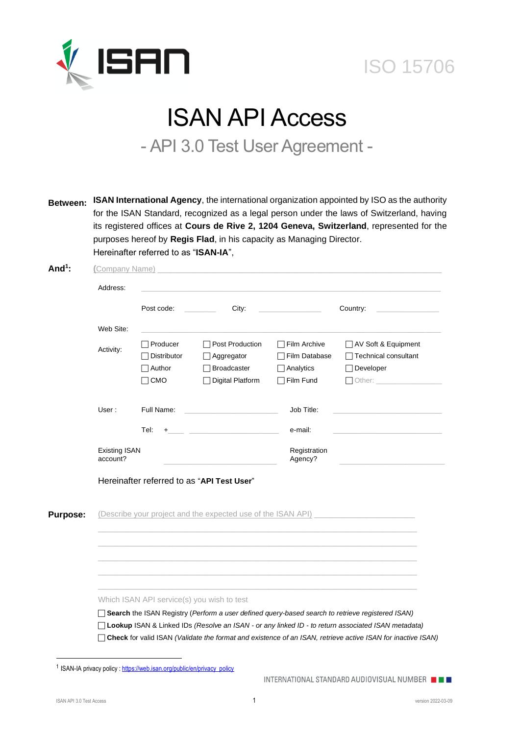ISO 15706

# ISAN API Access

## - API 3.0 Test User Agreement -

**Between:** **ISAN International Agency**, the international organization appointed by ISO as the authority for the ISAN Standard, recognized as a legal person under the laws of Switzerland, having its registered offices at **Cours de Rive 2, 1204 Geneva, Switzerland**, represented for the purposes hereof by **Regis Flad**, in his capacity as Managing Director.
Hereinafter referred to as "**ISAN-IA**",

**And[1]:** (Company Name) ____________________________________________

Address: ____________________________________________

Post code: ________ City: ____________ Country: ____________

Web Site: ____________________________________________

Activity:

- ☐ Producer
- ☐ Distributor
- ☐ Author
- ☐ CMO
- ☐ Post Production
- ☐ Aggregator
- ☐ Broadcaster
- ☐ Digital Platform
- ☐ Film Archive
- ☐ Film Database
- ☐ Analytics
- ☐ Film Fund
- ☐ AV Soft & Equipment
- ☐ Technical consultant
- ☐ Developer
- ☐ Other: ____________

User : Full Name: ____________ Job Title: ____________

Tel: +____ ____________ e-mail: ____________

Existing ISAN account? ____________ Registration Agency? ____________

Hereinafter referred to as "**API Test User**"

**Purpose:** (Describe your project and the expected use of the ISAN API) ____________________

____________________________________________

____________________________________________

____________________________________________

____________________________________________

____________________________________________

Which ISAN API service(s) you wish to test

- ☐ **Search** the ISAN Registry *(Perform a user defined query-based search to retrieve registered ISAN)*
- ☐ **Lookup** ISAN & Linked IDs *(Resolve an ISAN - or any linked ID - to return associated ISAN metadata)*
- ☐ **Check** for valid ISAN *(Validate the format and existence of an ISAN, retrieve active ISAN for inactive ISAN)*

[1] ISAN-IA privacy policy : https://web.isan.org/public/en/privacy_policy

INTERNATIONAL STANDARD AUDIOVISUAL NUMBER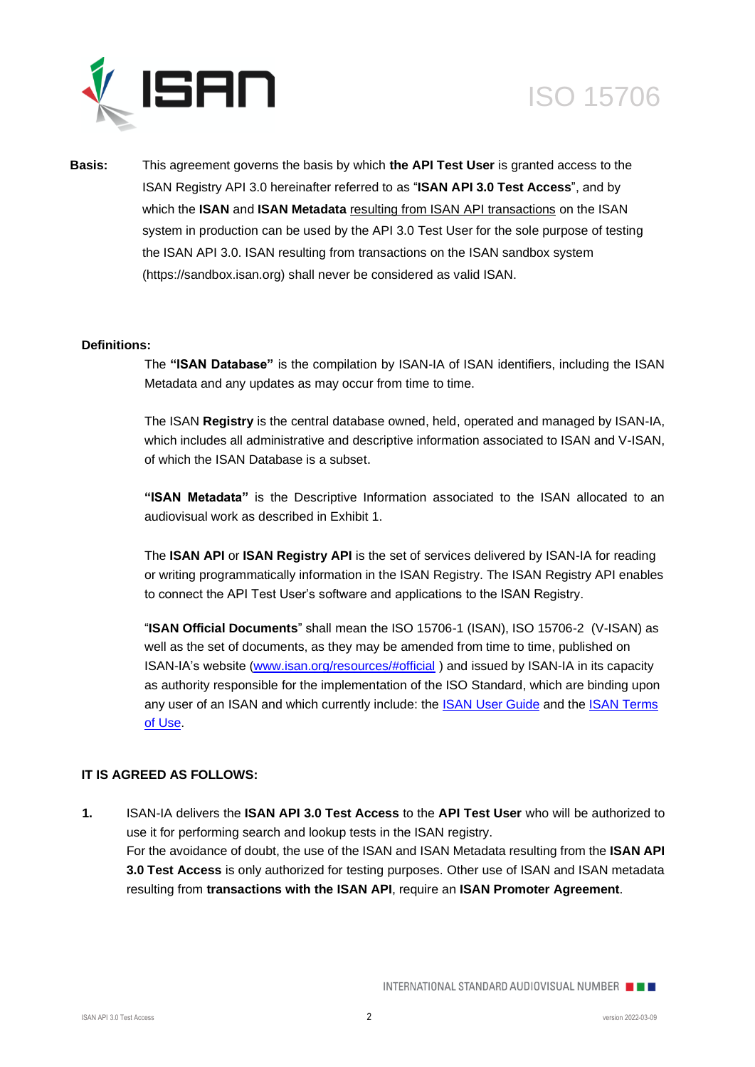**Basis:** This agreement governs the basis by which **the API Test User** is granted access to the ISAN Registry API 3.0 hereinafter referred to as "**ISAN API 3.0 Test Access**", and by which the **ISAN** and **ISAN Metadata** resulting from ISAN API transactions on the ISAN system in production can be used by the API 3.0 Test User for the sole purpose of testing the ISAN API 3.0. ISAN resulting from transactions on the ISAN sandbox system (https://sandbox.isan.org) shall never be considered as valid ISAN.

**Definitions:**

The **"ISAN Database"** is the compilation by ISAN-IA of ISAN identifiers, including the ISAN Metadata and any updates as may occur from time to time.

The ISAN **Registry** is the central database owned, held, operated and managed by ISAN-IA, which includes all administrative and descriptive information associated to ISAN and V-ISAN, of which the ISAN Database is a subset.

**"ISAN Metadata"** is the Descriptive Information associated to the ISAN allocated to an audiovisual work as described in Exhibit 1.

The **ISAN API** or **ISAN Registry API** is the set of services delivered by ISAN-IA for reading or writing programmatically information in the ISAN Registry. The ISAN Registry API enables to connect the API Test User's software and applications to the ISAN Registry.

"**ISAN Official Documents**" shall mean the ISO 15706-1 (ISAN), ISO 15706-2 (V-ISAN) as well as the set of documents, as they may be amended from time to time, published on ISAN-IA's website (www.isan.org/resources/#official ) and issued by ISAN-IA in its capacity as authority responsible for the implementation of the ISO Standard, which are binding upon any user of an ISAN and which currently include: the ISAN User Guide and the ISAN Terms of Use.

**IT IS AGREED AS FOLLOWS:**

**1.** ISAN-IA delivers the **ISAN API 3.0 Test Access** to the **API Test User** who will be authorized to use it for performing search and lookup tests in the ISAN registry.
For the avoidance of doubt, the use of the ISAN and ISAN Metadata resulting from the **ISAN API 3.0 Test Access** is only authorized for testing purposes. Other use of ISAN and ISAN metadata resulting from **transactions with the ISAN API**, require an **ISAN Promoter Agreement**.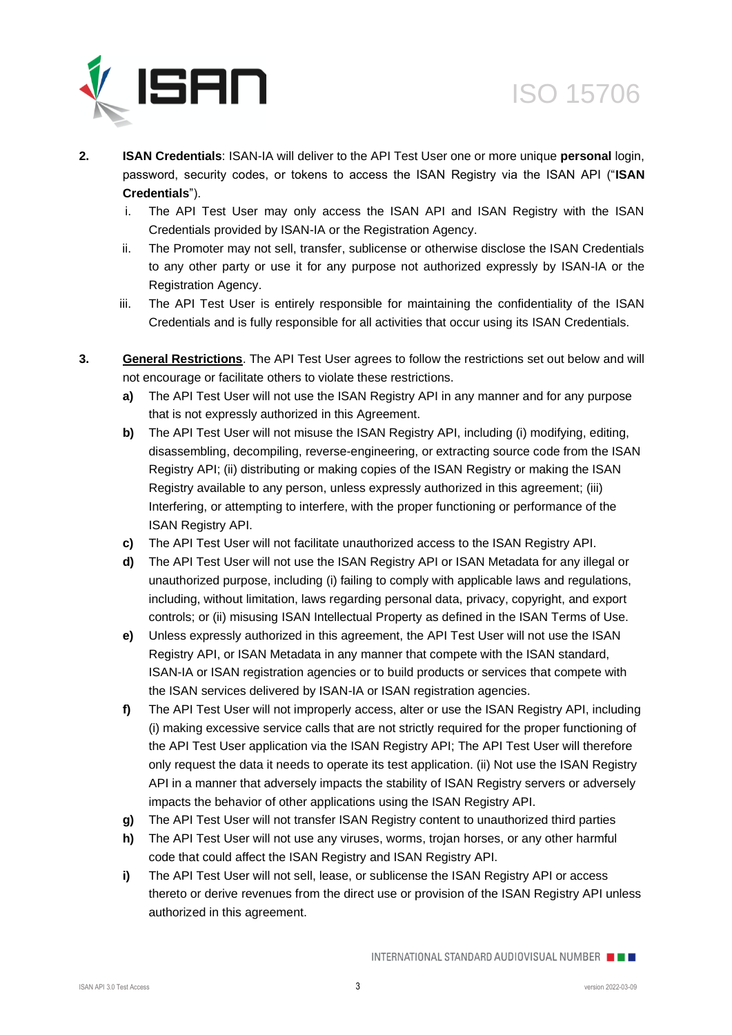**2.** **ISAN Credentials**: ISAN-IA will deliver to the API Test User one or more unique **personal** login, password, security codes, or tokens to access the ISAN Registry via the ISAN API ("**ISAN Credentials**").

i. The API Test User may only access the ISAN API and ISAN Registry with the ISAN Credentials provided by ISAN-IA or the Registration Agency.

ii. The Promoter may not sell, transfer, sublicense or otherwise disclose the ISAN Credentials to any other party or use it for any purpose not authorized expressly by ISAN-IA or the Registration Agency.

iii. The API Test User is entirely responsible for maintaining the confidentiality of the ISAN Credentials and is fully responsible for all activities that occur using its ISAN Credentials.

**3.** **General Restrictions**. The API Test User agrees to follow the restrictions set out below and will not encourage or facilitate others to violate these restrictions.

**a)** The API Test User will not use the ISAN Registry API in any manner and for any purpose that is not expressly authorized in this Agreement.

**b)** The API Test User will not misuse the ISAN Registry API, including (i) modifying, editing, disassembling, decompiling, reverse-engineering, or extracting source code from the ISAN Registry API; (ii) distributing or making copies of the ISAN Registry or making the ISAN Registry available to any person, unless expressly authorized in this agreement; (iii) Interfering, or attempting to interfere, with the proper functioning or performance of the ISAN Registry API.

**c)** The API Test User will not facilitate unauthorized access to the ISAN Registry API.

**d)** The API Test User will not use the ISAN Registry API or ISAN Metadata for any illegal or unauthorized purpose, including (i) failing to comply with applicable laws and regulations, including, without limitation, laws regarding personal data, privacy, copyright, and export controls; or (ii) misusing ISAN Intellectual Property as defined in the ISAN Terms of Use.

**e)** Unless expressly authorized in this agreement, the API Test User will not use the ISAN Registry API, or ISAN Metadata in any manner that compete with the ISAN standard, ISAN-IA or ISAN registration agencies or to build products or services that compete with the ISAN services delivered by ISAN-IA or ISAN registration agencies.

**f)** The API Test User will not improperly access, alter or use the ISAN Registry API, including (i) making excessive service calls that are not strictly required for the proper functioning of the API Test User application via the ISAN Registry API; The API Test User will therefore only request the data it needs to operate its test application. (ii) Not use the ISAN Registry API in a manner that adversely impacts the stability of ISAN Registry servers or adversely impacts the behavior of other applications using the ISAN Registry API.

**g)** The API Test User will not transfer ISAN Registry content to unauthorized third parties

**h)** The API Test User will not use any viruses, worms, trojan horses, or any other harmful code that could affect the ISAN Registry and ISAN Registry API.

**i)** The API Test User will not sell, lease, or sublicense the ISAN Registry API or access thereto or derive revenues from the direct use or provision of the ISAN Registry API unless authorized in this agreement.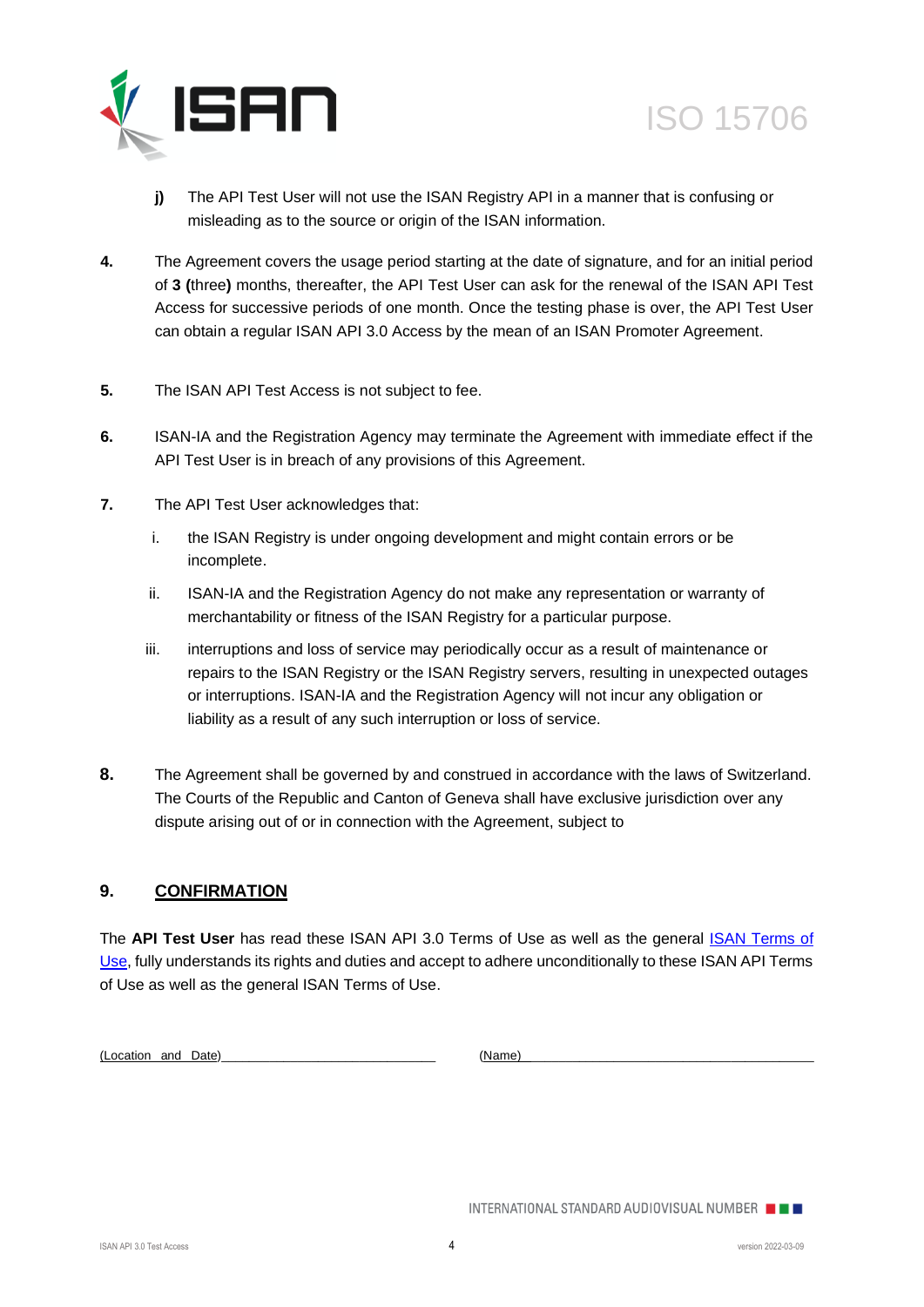**j)** The API Test User will not use the ISAN Registry API in a manner that is confusing or misleading as to the source or origin of the ISAN information.

**4.** The Agreement covers the usage period starting at the date of signature, and for an initial period of **3 (**three**)** months, thereafter, the API Test User can ask for the renewal of the ISAN API Test Access for successive periods of one month. Once the testing phase is over, the API Test User can obtain a regular ISAN API 3.0 Access by the mean of an ISAN Promoter Agreement.

**5.** The ISAN API Test Access is not subject to fee.

**6.** ISAN-IA and the Registration Agency may terminate the Agreement with immediate effect if the API Test User is in breach of any provisions of this Agreement.

**7.** The API Test User acknowledges that:

i. the ISAN Registry is under ongoing development and might contain errors or be incomplete.

ii. ISAN-IA and the Registration Agency do not make any representation or warranty of merchantability or fitness of the ISAN Registry for a particular purpose.

iii. interruptions and loss of service may periodically occur as a result of maintenance or repairs to the ISAN Registry or the ISAN Registry servers, resulting in unexpected outages or interruptions. ISAN-IA and the Registration Agency will not incur any obligation or liability as a result of any such interruption or loss of service.

**8.** The Agreement shall be governed by and construed in accordance with the laws of Switzerland. The Courts of the Republic and Canton of Geneva shall have exclusive jurisdiction over any dispute arising out of or in connection with the Agreement, subject to

## 9. CONFIRMATION

The **API Test User** has read these ISAN API 3.0 Terms of Use as well as the general ISAN Terms of Use, fully understands its rights and duties and accept to adhere unconditionally to these ISAN API Terms of Use as well as the general ISAN Terms of Use.

(Location and Date)______________________________ (Name)__________________________________________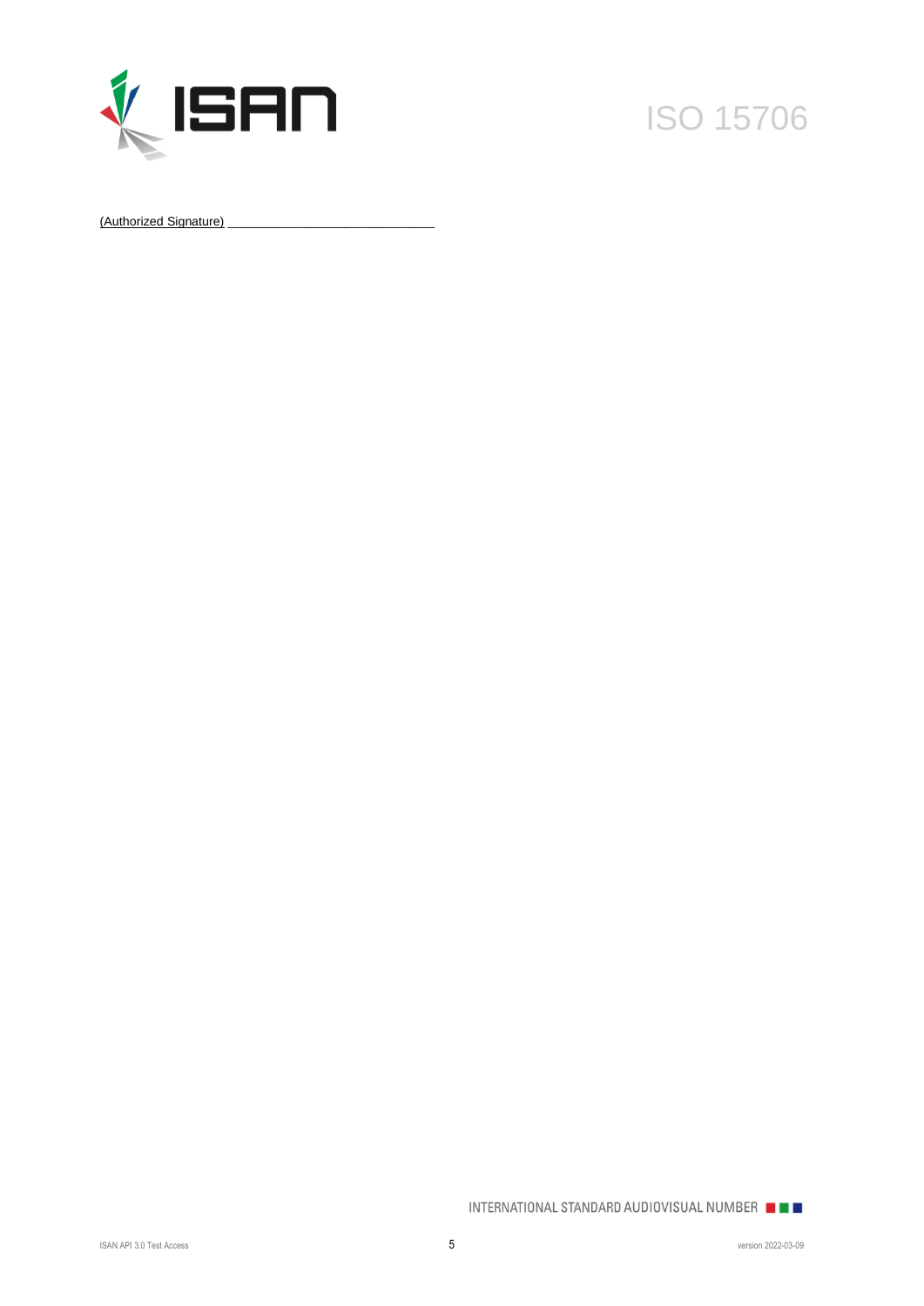(Authorized Signature) ______________________________